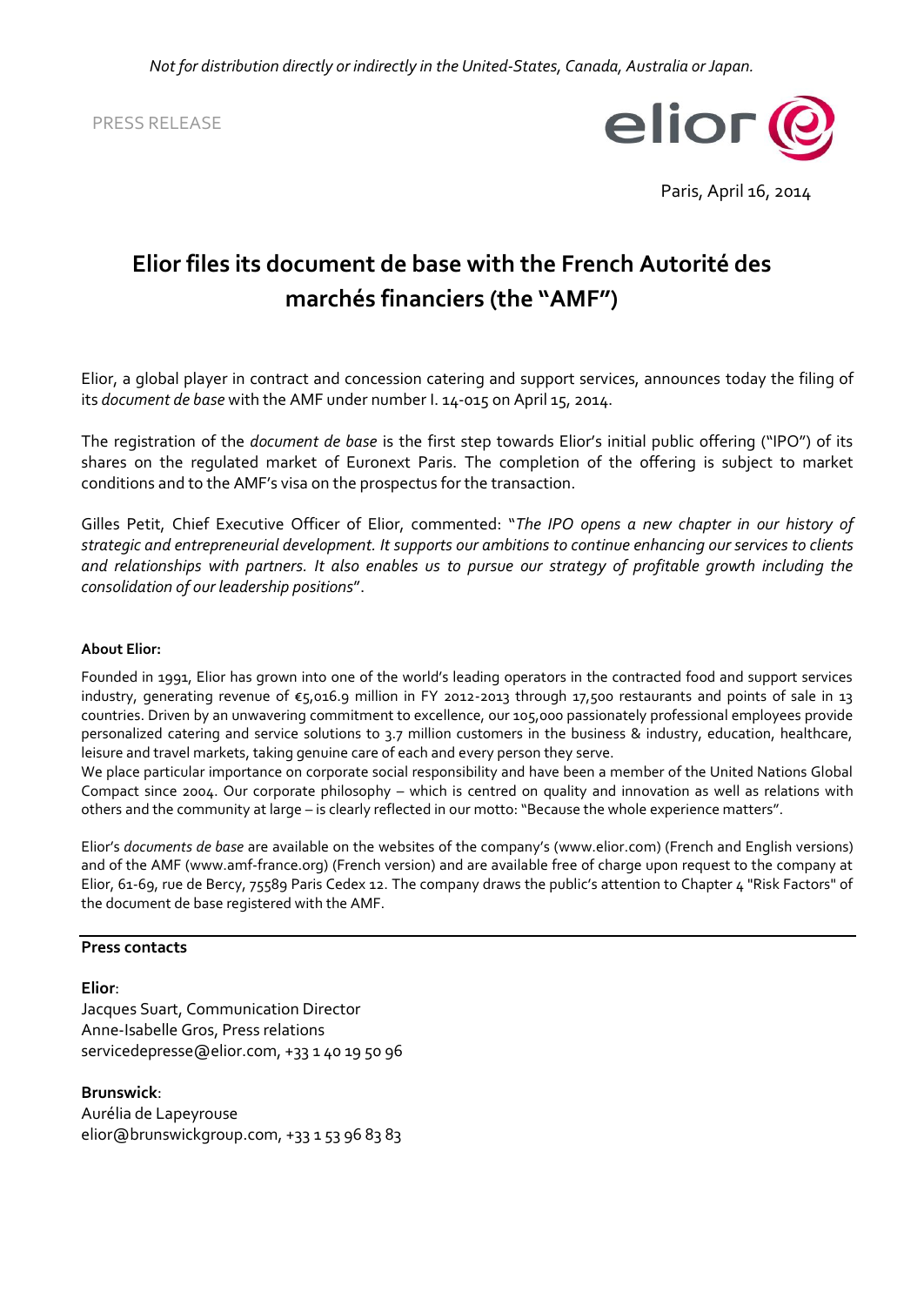*Not for distribution directly or indirectly in the United-States, Canada, Australia or Japan.*

PRESS RELEASE

Paris, April 16, 2014

# Elior files its document de base with the French Autorité des marchés financiers (the "AMF")

Elior, a global player in contract and concession catering and support services, announces today the filing of its *document de base* with the AMF under number I. 14-015 on April 15, 2014.

The registration of the *document de base* is the first step towards Elior's initial public offering ("IPO") of its shares on the regulated market of Euronext Paris. The completion of the offering is subject to market conditions and to the AMF's visa on the prospectus for the transaction.

Gilles Petit, Chief Executive Officer of Elior, commented: "*The IPO opens a new chapter in our history of strategic and entrepreneurial development. It supports our ambitions to continue enhancing our services to clients and relationships with partners. It also enables us to pursue our strategy of profitable growth including the consolidation of our leadership positions*".

**About Elior:**

Founded in 1991, Elior has grown into one of the world's leading operators in the contracted food and support services industry, generating revenue of €5,016.9 million in FY 2012-2013 through 17,500 restaurants and points of sale in 13 countries. Driven by an unwavering commitment to excellence, our 105,000 passionately professional employees provide personalized catering and service solutions to 3.7 million customers in the business & industry, education, healthcare, leisure and travel markets, taking genuine care of each and every person they serve.
We place particular importance on corporate social responsibility and have been a member of the United Nations Global Compact since 2004. Our corporate philosophy – which is centred on quality and innovation as well as relations with others and the community at large – is clearly reflected in our motto: "Because the whole experience matters".

Elior's *documents de base* are available on the websites of the company's (www.elior.com) (French and English versions) and of the AMF (www.amf-france.org) (French version) and are available free of charge upon request to the company at Elior, 61-69, rue de Bercy, 75589 Paris Cedex 12. The company draws the public's attention to Chapter 4 "Risk Factors" of the document de base registered with the AMF.

---

**Press contacts**

**Elior**:
Jacques Suart, Communication Director
Anne-Isabelle Gros, Press relations
servicedepresse@elior.com, +33 1 40 19 50 96

**Brunswick**:
Aurélia de Lapeyrouse
elior@brunswickgroup.com, +33 1 53 96 83 83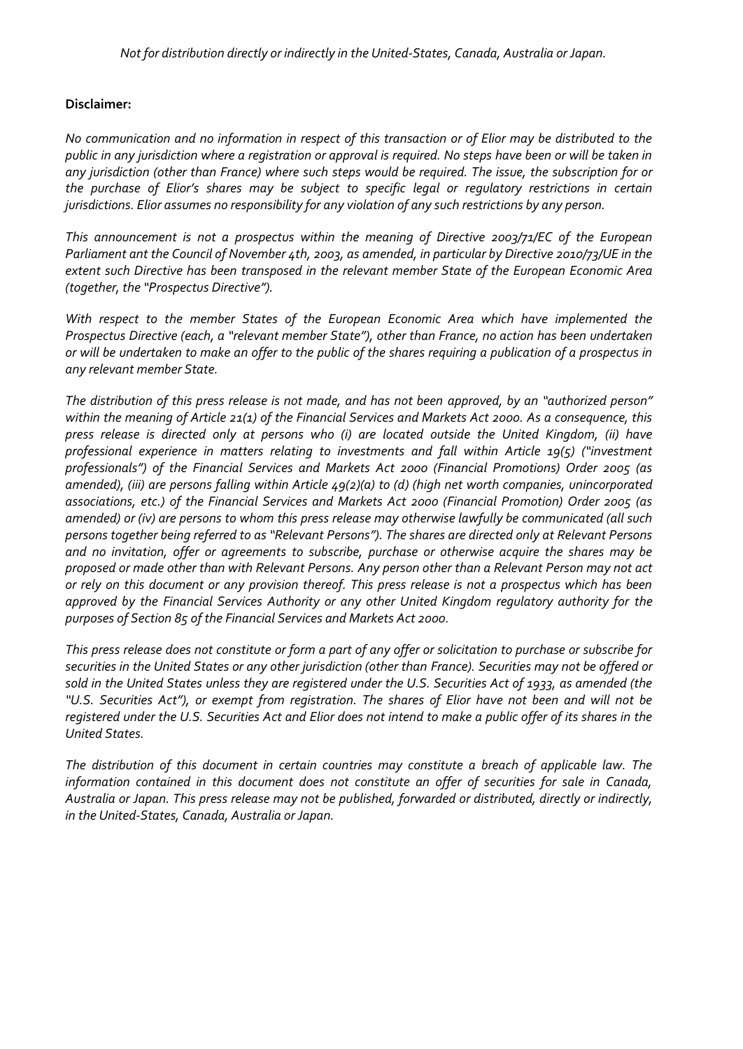*Not for distribution directly or indirectly in the United-States, Canada, Australia or Japan.*

**Disclaimer:**

*No communication and no information in respect of this transaction or of Elior may be distributed to the public in any jurisdiction where a registration or approval is required. No steps have been or will be taken in any jurisdiction (other than France) where such steps would be required. The issue, the subscription for or the purchase of Elior's shares may be subject to specific legal or regulatory restrictions in certain jurisdictions. Elior assumes no responsibility for any violation of any such restrictions by any person.*

*This announcement is not a prospectus within the meaning of Directive 2003/71/EC of the European Parliament ant the Council of November 4th, 2003, as amended, in particular by Directive 2010/73/UE in the extent such Directive has been transposed in the relevant member State of the European Economic Area (together, the "Prospectus Directive").*

*With respect to the member States of the European Economic Area which have implemented the Prospectus Directive (each, a "relevant member State"), other than France, no action has been undertaken or will be undertaken to make an offer to the public of the shares requiring a publication of a prospectus in any relevant member State.*

*The distribution of this press release is not made, and has not been approved, by an "authorized person" within the meaning of Article 21(1) of the Financial Services and Markets Act 2000. As a consequence, this press release is directed only at persons who (i) are located outside the United Kingdom, (ii) have professional experience in matters relating to investments and fall within Article 19(5) ("investment professionals") of the Financial Services and Markets Act 2000 (Financial Promotions) Order 2005 (as amended), (iii) are persons falling within Article 49(2)(a) to (d) (high net worth companies, unincorporated associations, etc.) of the Financial Services and Markets Act 2000 (Financial Promotion) Order 2005 (as amended) or (iv) are persons to whom this press release may otherwise lawfully be communicated (all such persons together being referred to as "Relevant Persons"). The shares are directed only at Relevant Persons and no invitation, offer or agreements to subscribe, purchase or otherwise acquire the shares may be proposed or made other than with Relevant Persons. Any person other than a Relevant Person may not act or rely on this document or any provision thereof. This press release is not a prospectus which has been approved by the Financial Services Authority or any other United Kingdom regulatory authority for the purposes of Section 85 of the Financial Services and Markets Act 2000.*

*This press release does not constitute or form a part of any offer or solicitation to purchase or subscribe for securities in the United States or any other jurisdiction (other than France). Securities may not be offered or sold in the United States unless they are registered under the U.S. Securities Act of 1933, as amended (the "U.S. Securities Act"), or exempt from registration. The shares of Elior have not been and will not be registered under the U.S. Securities Act and Elior does not intend to make a public offer of its shares in the United States.*

*The distribution of this document in certain countries may constitute a breach of applicable law. The information contained in this document does not constitute an offer of securities for sale in Canada, Australia or Japan. This press release may not be published, forwarded or distributed, directly or indirectly, in the United-States, Canada, Australia or Japan.*